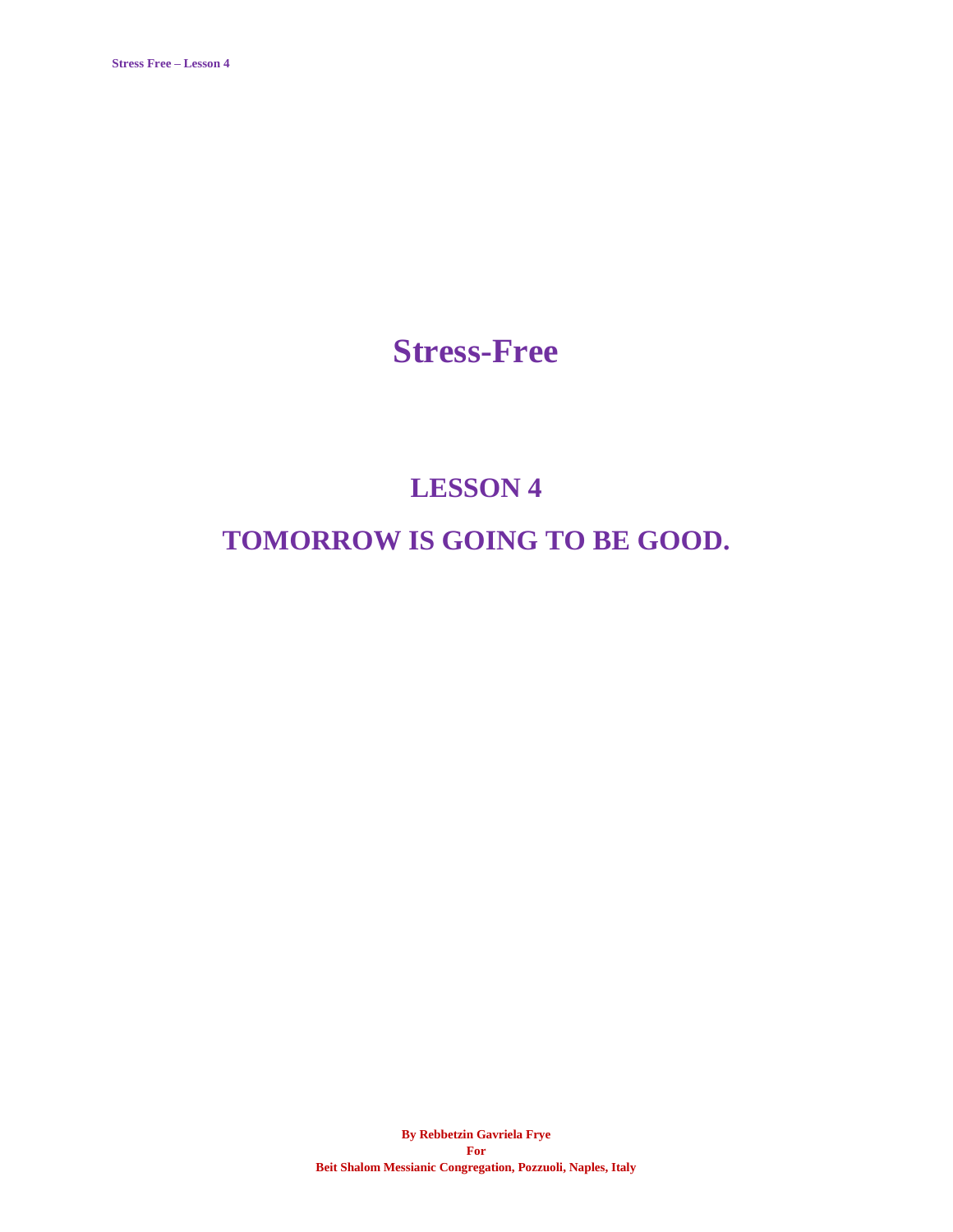# Stress-Free

## LESSON 4

## TOMORROW IS GOING TO BE GOOD.

**By Rebbetzin Gavriela Frye**
**For**
**Beit Shalom Messianic Congregation, Pozzuoli, Naples, Italy**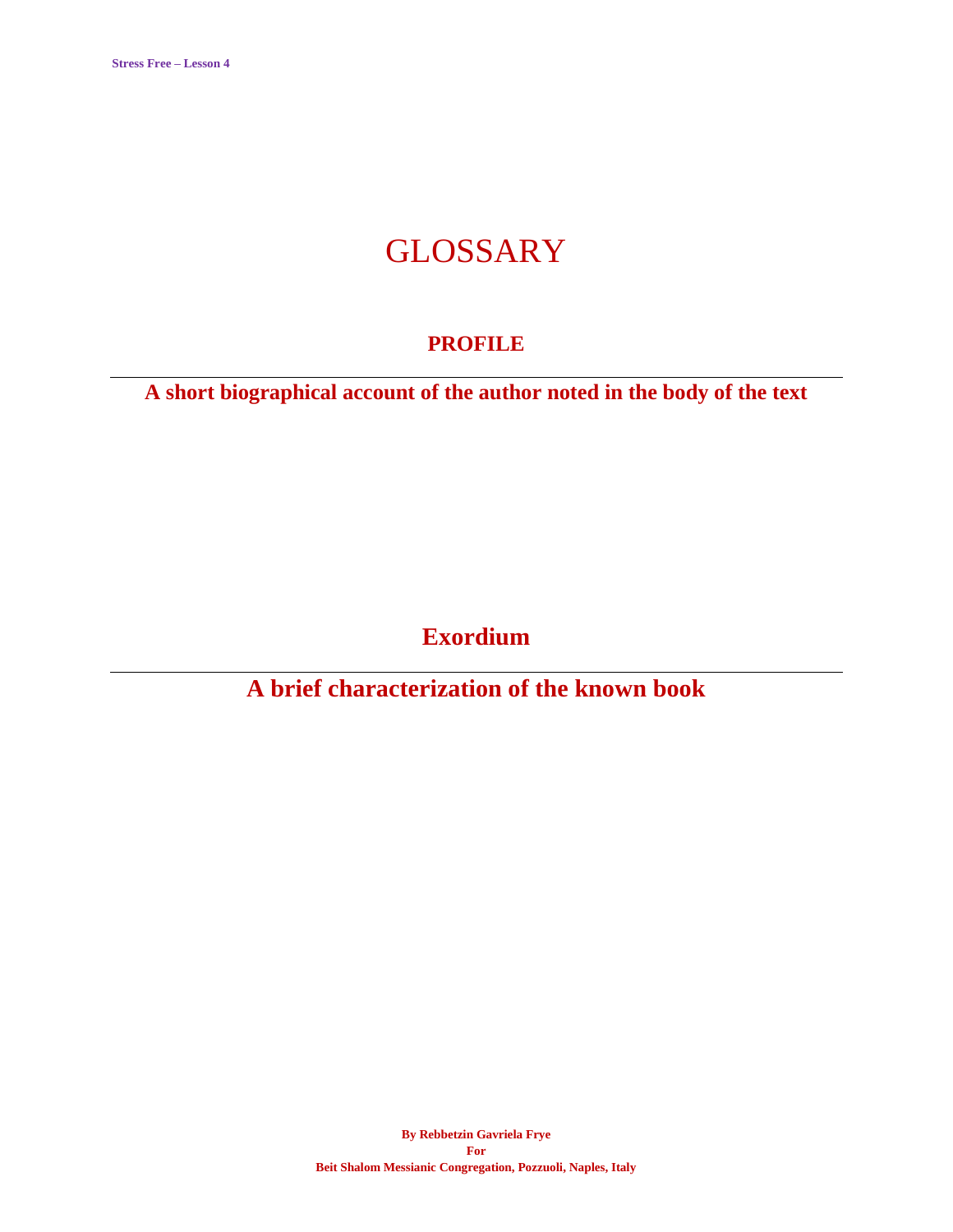# GLOSSARY

## PROFILE

---

**A short biographical account of the author noted in the body of the text**

## Exordium

---

**A brief characterization of the known book**

**By Rebbetzin Gavriela Frye**
**For**
**Beit Shalom Messianic Congregation, Pozzuoli, Naples, Italy**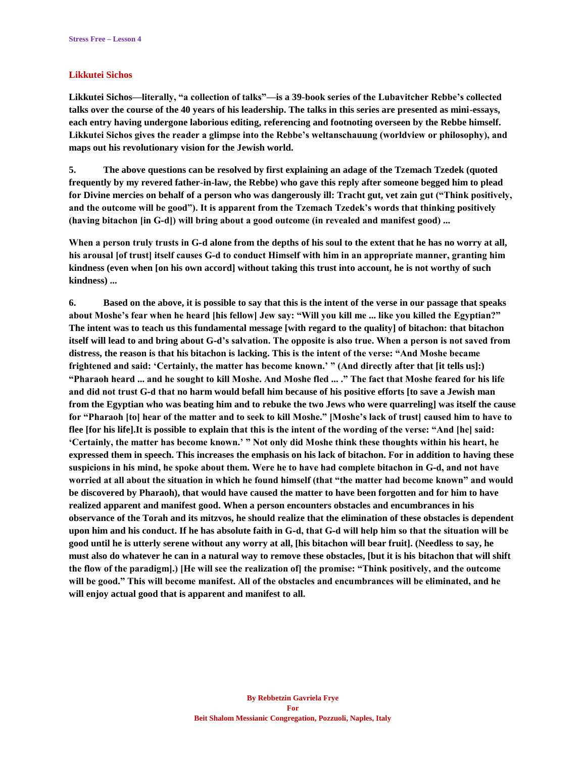## Likkutei Sichos

**Likkutei Sichos—literally, "a collection of talks"—is a 39-book series of the Lubavitcher Rebbe's collected talks over the course of the 40 years of his leadership. The talks in this series are presented as mini-essays, each entry having undergone laborious editing, referencing and footnoting overseen by the Rebbe himself. Likkutei Sichos gives the reader a glimpse into the Rebbe's weltanschauung (worldview or philosophy), and maps out his revolutionary vision for the Jewish world.**

**5. The above questions can be resolved by first explaining an adage of the Tzemach Tzedek (quoted frequently by my revered father-in-law, the Rebbe) who gave this reply after someone begged him to plead for Divine mercies on behalf of a person who was dangerously ill: Tracht gut, vet zain gut ("Think positively, and the outcome will be good"). It is apparent from the Tzemach Tzedek's words that thinking positively (having bitachon [in G-d]) will bring about a good outcome (in revealed and manifest good) ...**

**When a person truly trusts in G-d alone from the depths of his soul to the extent that he has no worry at all, his arousal [of trust] itself causes G-d to conduct Himself with him in an appropriate manner, granting him kindness (even when [on his own accord] without taking this trust into account, he is not worthy of such kindness) ...**

**6. Based on the above, it is possible to say that this is the intent of the verse in our passage that speaks about Moshe's fear when he heard [his fellow] Jew say: "Will you kill me ... like you killed the Egyptian?" The intent was to teach us this fundamental message [with regard to the quality] of bitachon: that bitachon itself will lead to and bring about G-d's salvation. The opposite is also true. When a person is not saved from distress, the reason is that his bitachon is lacking. This is the intent of the verse: "And Moshe became frightened and said: 'Certainly, the matter has become known.' " (And directly after that [it tells us]:) "Pharaoh heard ... and he sought to kill Moshe. And Moshe fled ... ." The fact that Moshe feared for his life and did not trust G-d that no harm would befall him because of his positive efforts [to save a Jewish man from the Egyptian who was beating him and to rebuke the two Jews who were quarreling] was itself the cause for "Pharaoh [to] hear of the matter and to seek to kill Moshe." [Moshe's lack of trust] caused him to have to flee [for his life].It is possible to explain that this is the intent of the wording of the verse: "And [he] said: 'Certainly, the matter has become known.' " Not only did Moshe think these thoughts within his heart, he expressed them in speech. This increases the emphasis on his lack of bitachon. For in addition to having these suspicions in his mind, he spoke about them. Were he to have had complete bitachon in G-d, and not have worried at all about the situation in which he found himself (that "the matter had become known" and would be discovered by Pharaoh), that would have caused the matter to have been forgotten and for him to have realized apparent and manifest good. When a person encounters obstacles and encumbrances in his observance of the Torah and its mitzvos, he should realize that the elimination of these obstacles is dependent upon him and his conduct. If he has absolute faith in G-d, that G-d will help him so that the situation will be good until he is utterly serene without any worry at all, [his bitachon will bear fruit]. (Needless to say, he must also do whatever he can in a natural way to remove these obstacles, [but it is his bitachon that will shift the flow of the paradigm].) [He will see the realization of] the promise: "Think positively, and the outcome will be good." This will become manifest. All of the obstacles and encumbrances will be eliminated, and he will enjoy actual good that is apparent and manifest to all.**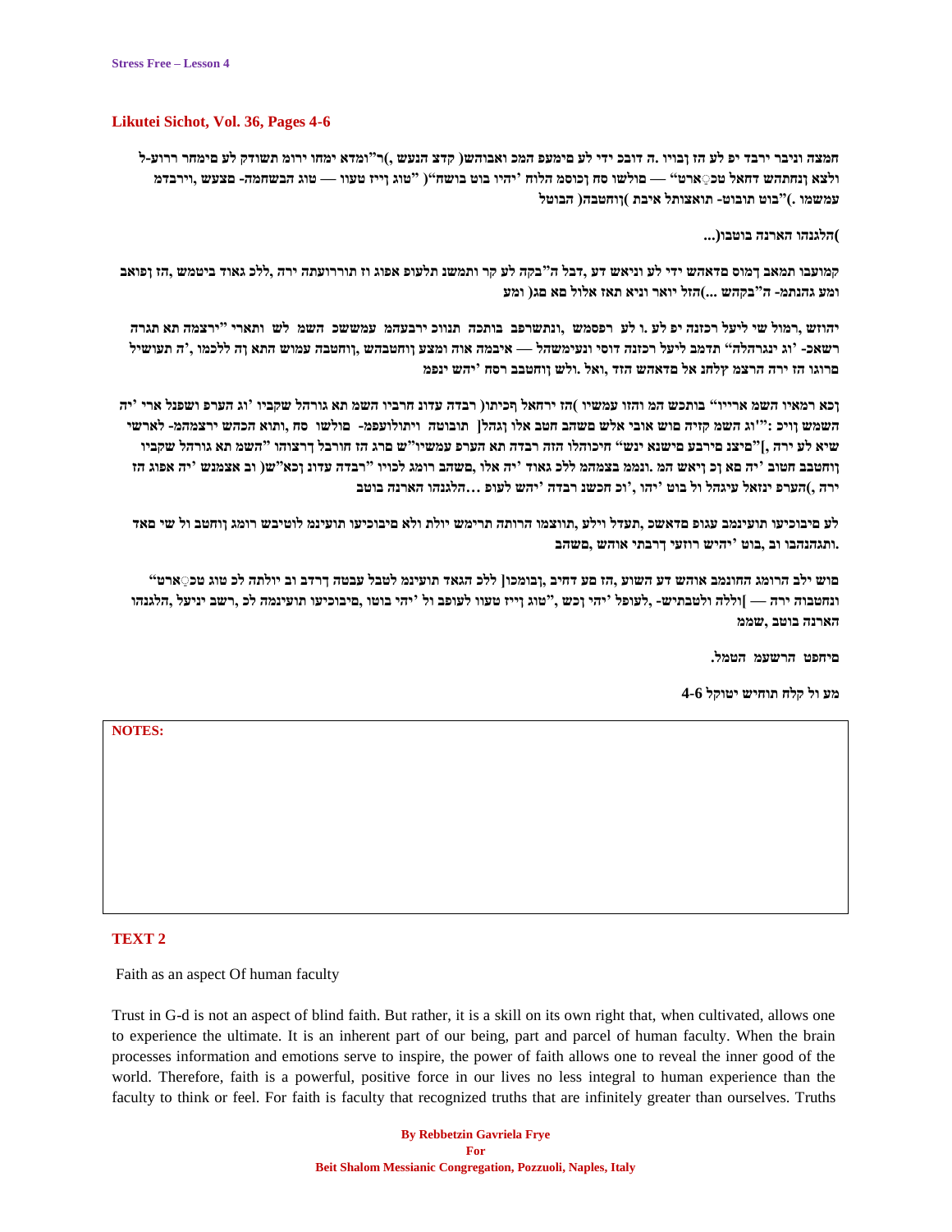## Likutei Sichot, Vol. 36, Pages 4-6

**חמצה וניבר ירבד יפ לע הז ןבוין .ה דובכ ידי לע םימעפ המכ ואבוהש( קדצ הנגעש ,)ר"ומדא ימחו ירומ תשודק לע םימחר ררוע-ל ולצא ןנחתהש דחאל טכ֯ארט" — םולשו סח ןכוסמ הלוח 'יהיו בוט בושח"( "טוג ןייז טעוו — טוג הבשחמה- םצעש ,וירבדמ עמשמו .)"בוט תובוט- תואצותל איבת )ןוחטבה( הבוטל**

**)הלגנהו הארנה בוטבו(...**

**קמועבו תמאב דמוס םדאהש ידי לע וניאש דע ,דבל ה"בקה לע קר ותמשנ תלעופ אפוג וז תוררועתה ירה ,ללכ גאוד ביטמש ,הז ןפואב ומע גהנתמ- ה"בקהש ...)הזל יואר וניא תאז אלול םא םג( ומע**

**יהוזש ,רמול שי ליעל רכזנה יפ לע .ו לע רפסמש ,ונתשרפב בותכה תנווכ ירבעהמ עמשכש השמ לש ותארי "ירצמה תא תגרה רשאכ- 'וג ינגרהלה" תדמב ליעל רכזנה דוסי ונעימשהל — איבמה אוה ומצע ןוחטבהש ,ןוחטבה עמוש התא ןה ללכמו ,'ה תעושיל ברוגו הז ירה הרצמ ץלחנ אל םדאהש הזד ,ואל .ולש ןוחטבב רסח 'יהש ינפמ**

**ןכא רמאיו השמ אריו" בותכש המ והזו עמשיו )הז ירחאל ףכיתו( רבדה עדונ חרביו השמ תא גורהל שקביו 'וג הערפ ושפנל ארי 'יה השמש ןויכ :"'וג השמ קזיה םוש אובי אלש םשהב חטב אלו ןגהל] תובוטה ויתולועפמ- םולשו סח ,ותוא הכהש ירצמהמ- לארשי שיא לע ירה ,]"םיצנ םירבע םישנא ינש" חיכוהלו הזה רבדה תא הערפ עמשיו"ש םרג הז חורבל ךרצוהו "השמ תא גורהל שקביו ןוחטבב חטוב 'יה םא ןכ ןיאש המ .ונממ בצמהמ ללכ גאוד 'יה אלו ,םשהב רומג לכויו "רבדה עדונ ןכא"ש( וב אצמנש 'יה אפוג הז ירה ,)הערפ ינזאל עיגהל ול בוט 'יהו ,'וכ חכשנ רבדה 'יהש לעופ ...הלגנהו הארנה בוטב**

**לע םיבוכיעו תועינמב עגופ םדאשכ ,תעדל וילע ,תווצמו הרותה תרימש יולת ולא םיבוכיעו תועינמ לוטיבש רומג ןוחטב ול שי םאד .ותגהנהבו וב ,בוט 'יהיש רוזעי ךרבתי אוהש ,םשהב**

**םוש ילב הרומג החונמב אוהש דע השוע ,הז םע דחיב ,ןבומכו] ללכ הגאד תועינמ לטבל עבטה ךרדב וב יולתה לכ טוג טכ֯ארט" ונחטבוה ירה — ]וללה ולטבתיש- ,לעופל 'יהי ןכש ,"טוג ןייז טעוו לעופב ול 'יהי בוטו ,םיבוכיעו תועינמה לכ ,רשב יניעל ,הלגנהו הארנה בוטב ,שממ**

**םיחפטב הרשעמ הטמל.**

**מע ול קלח תוחיש יטוקל 4-6**

| NOTES: |
|---|
| |

## TEXT 2

Faith as an aspect Of human faculty

Trust in G-d is not an aspect of blind faith. But rather, it is a skill on its own right that, when cultivated, allows one to experience the ultimate. It is an inherent part of our being, part and parcel of human faculty. When the brain processes information and emotions serve to inspire, the power of faith allows one to reveal the inner good of the world. Therefore, faith is a powerful, positive force in our lives no less integral to human experience than the faculty to think or feel. For faith is faculty that recognized truths that are infinitely greater than ourselves. Truths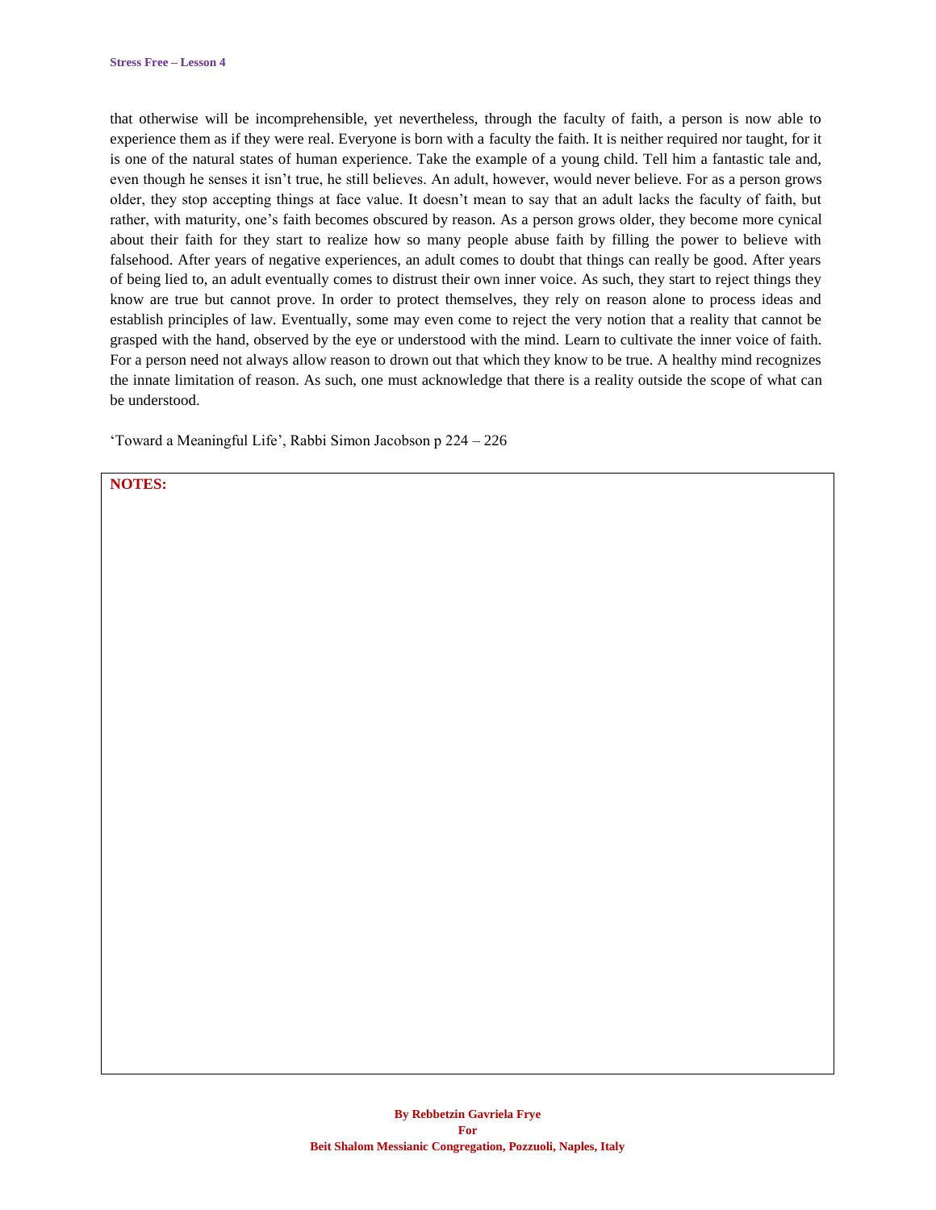that otherwise will be incomprehensible, yet nevertheless, through the faculty of faith, a person is now able to experience them as if they were real. Everyone is born with a faculty the faith. It is neither required nor taught, for it is one of the natural states of human experience. Take the example of a young child. Tell him a fantastic tale and, even though he senses it isn't true, he still believes. An adult, however, would never believe. For as a person grows older, they stop accepting things at face value. It doesn't mean to say that an adult lacks the faculty of faith, but rather, with maturity, one's faith becomes obscured by reason. As a person grows older, they become more cynical about their faith for they start to realize how so many people abuse faith by filling the power to believe with falsehood. After years of negative experiences, an adult comes to doubt that things can really be good. After years of being lied to, an adult eventually comes to distrust their own inner voice. As such, they start to reject things they know are true but cannot prove. In order to protect themselves, they rely on reason alone to process ideas and establish principles of law. Eventually, some may even come to reject the very notion that a reality that cannot be grasped with the hand, observed by the eye or understood with the mind. Learn to cultivate the inner voice of faith. For a person need not always allow reason to drown out that which they know to be true. A healthy mind recognizes the innate limitation of reason. As such, one must acknowledge that there is a reality outside the scope of what can be understood.

'Toward a Meaningful Life', Rabbi Simon Jacobson p 224 – 226

**NOTES:**

**By Rebbetzin Gavriela Frye**
**For**
**Beit Shalom Messianic Congregation, Pozzuoli, Naples, Italy**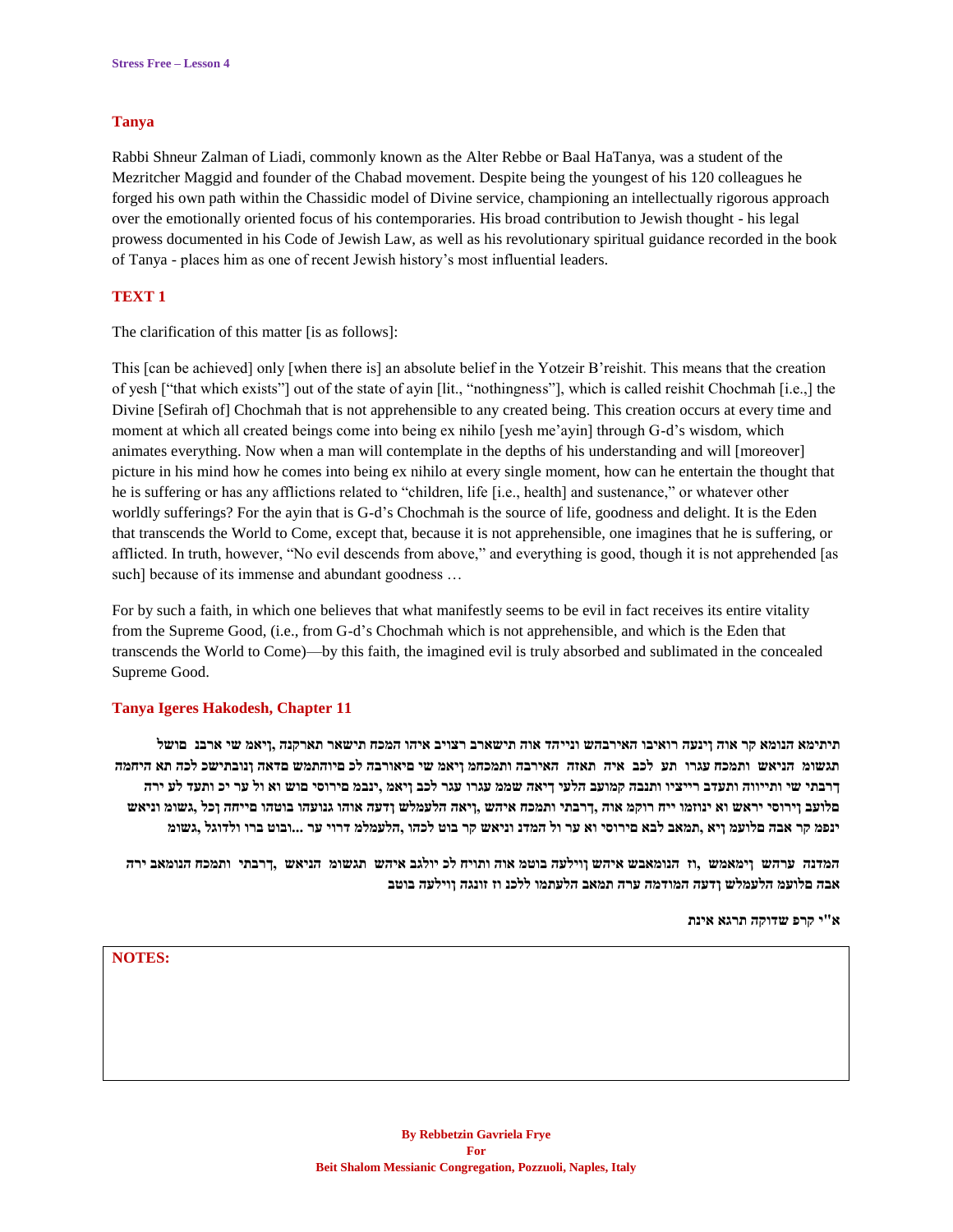## Tanya

Rabbi Shneur Zalman of Liadi, commonly known as the Alter Rebbe or Baal HaTanya, was a student of the Mezritcher Maggid and founder of the Chabad movement. Despite being the youngest of his 120 colleagues he forged his own path within the Chassidic model of Divine service, championing an intellectually rigorous approach over the emotionally oriented focus of his contemporaries. His broad contribution to Jewish thought - his legal prowess documented in his Code of Jewish Law, as well as his revolutionary spiritual guidance recorded in the book of Tanya - places him as one of recent Jewish history's most influential leaders.

## TEXT 1

The clarification of this matter [is as follows]:

This [can be achieved] only [when there is] an absolute belief in the Yotzeir B'reishit. This means that the creation of yesh ["that which exists"] out of the state of ayin [lit., "nothingness"], which is called reishit Chochmah [i.e.,] the Divine [Sefirah of] Chochmah that is not apprehensible to any created being. This creation occurs at every time and moment at which all created beings come into being ex nihilo [yesh me'ayin] through G-d's wisdom, which animates everything. Now when a man will contemplate in the depths of his understanding and will [moreover] picture in his mind how he comes into being ex nihilo at every single moment, how can he entertain the thought that he is suffering or has any afflictions related to "children, life [i.e., health] and sustenance," or whatever other worldly sufferings? For the ayin that is G-d's Chochmah is the source of life, goodness and delight. It is the Eden that transcends the World to Come, except that, because it is not apprehensible, one imagines that he is suffering, or afflicted. In truth, however, "No evil descends from above," and everything is good, though it is not apprehended [as such] because of its immense and abundant goodness …

For by such a faith, in which one believes that what manifestly seems to be evil in fact receives its entire vitality from the Supreme Good, (i.e., from G-d's Chochmah which is not apprehensible, and which is the Eden that transcends the World to Come)—by this faith, the imagined evil is truly absorbed and sublimated in the concealed Supreme Good.

## Tanya Igeres Hakodesh, Chapter 11

תיתימא הנומא קר אוה ןינעה רואיבו האירבהש ונייהד אוה תישארב רצויב איהו המכח תישאר תארקנה ,ןיאמ שי ארבנ בושל תגשומ הניאש ותמכח תעו עגרו תע לכב איה תאזה האירבהו ותמכחמ ןיאמ שי םיאורבה לכ םיוהתמש םדאה ןנובתישכ לכה תא היחמה דרבתי שי ותייווה ותעדב רייציו ותנבה קמועב הלעי ךיאה שממ עגרו עגר לכב ןיאמ ,ינבמ םירוסי םוש וא ול ער יכ ותעד לע ירה םלועב ןירוסי יראש וא ינוזמו ייח רוקמ אוה ,דרבתי ותמכח איהש ,ןיאה הלעמלש ןדעה אוהו גונעהו בוטהו םייחה ןכל ,גשומ וניאש ינפמ קר אבה םלועמ ןיא ,תמאב לבא םירוסי וא ער ול המדנ וניאש קר בוט לכהו ,הלעמלמ דרוי ער ...ובוט ברו ולדוגל ,גשומ

המדנה ערהש ןימאמש ,וז הנומאבש איהש ןוילעה בוטמ אוה ותויח לכ יולגב איהש תגשומ הניאש ,דרבתי ותמכחו הנומאב ירה אבה םלועמ הלעמלש ןדעה המודמה ערה תמאב הלעתמו ללכנ וז זונגה ןוילעה בוטב

א"י קרפ שדוקה תרגא אינת

**NOTES:**